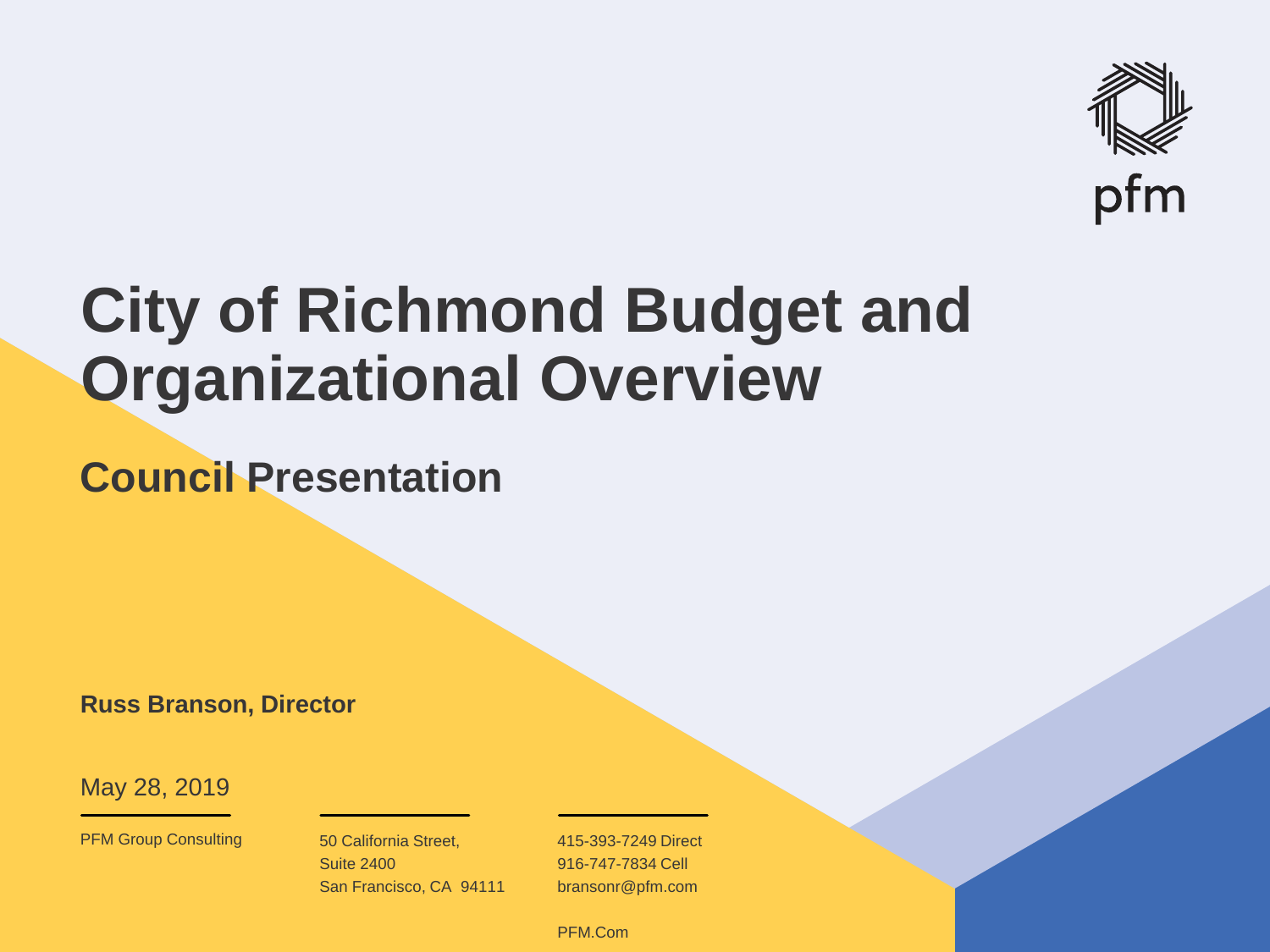pfm

# City of Richmond Budget and Organizational Overview

## Council Presentation

**Russ Branson, Director**

May 28, 2019

PFM Group Consulting

50 California Street,
Suite 2400
San Francisco, CA 94111

415-393-7249 Direct
916-747-7834 Cell
bransonr@pfm.com

PFM.Com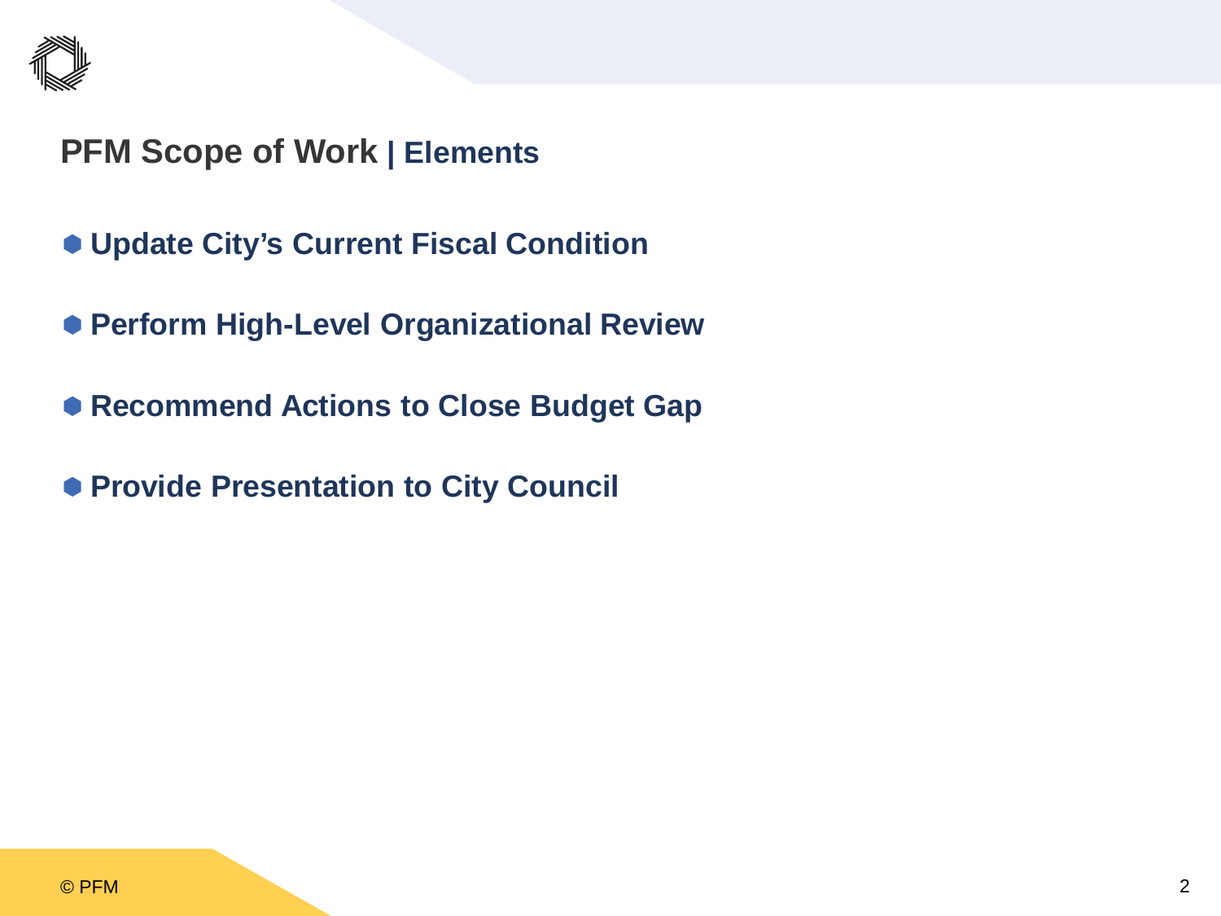## PFM Scope of Work | Elements

- **Update City's Current Fiscal Condition**
- **Perform High-Level Organizational Review**
- **Recommend Actions to Close Budget Gap**
- **Provide Presentation to City Council**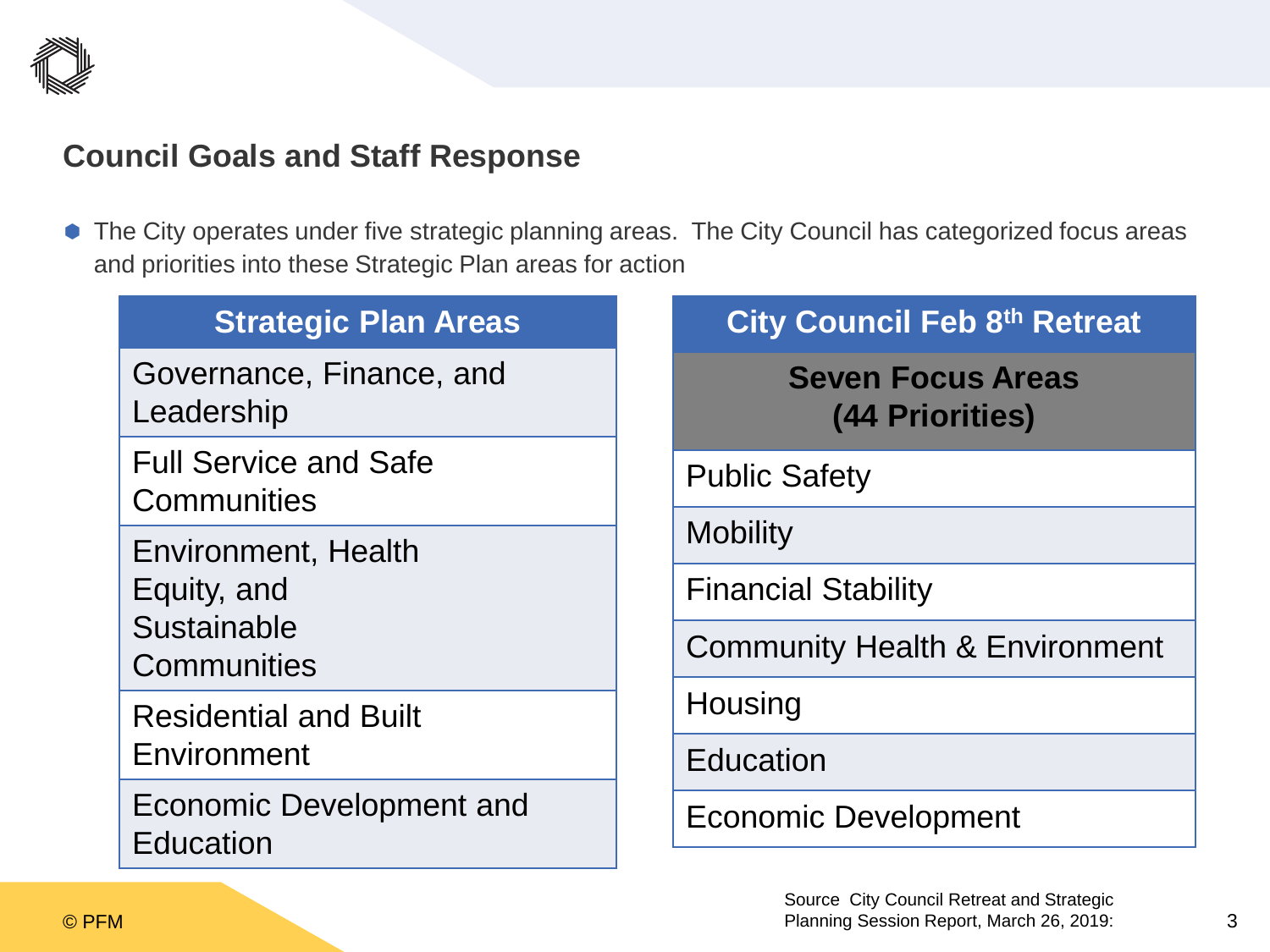## Council Goals and Staff Response

- The City operates under five strategic planning areas. The City Council has categorized focus areas and priorities into these Strategic Plan areas for action

| Strategic Plan Areas |
|---|
| Governance, Finance, and Leadership |
| Full Service and Safe Communities |
| Environment, Health Equity, and Sustainable Communities |
| Residential and Built Environment |
| Economic Development and Education |

| City Council Feb 8th Retreat |
|---|
| **Seven Focus Areas (44 Priorities)** |
| Public Safety |
| Mobility |
| Financial Stability |
| Community Health & Environment |
| Housing |
| Education |
| Economic Development |

Source City Council Retreat and Strategic Planning Session Report, March 26, 2019:

© PFM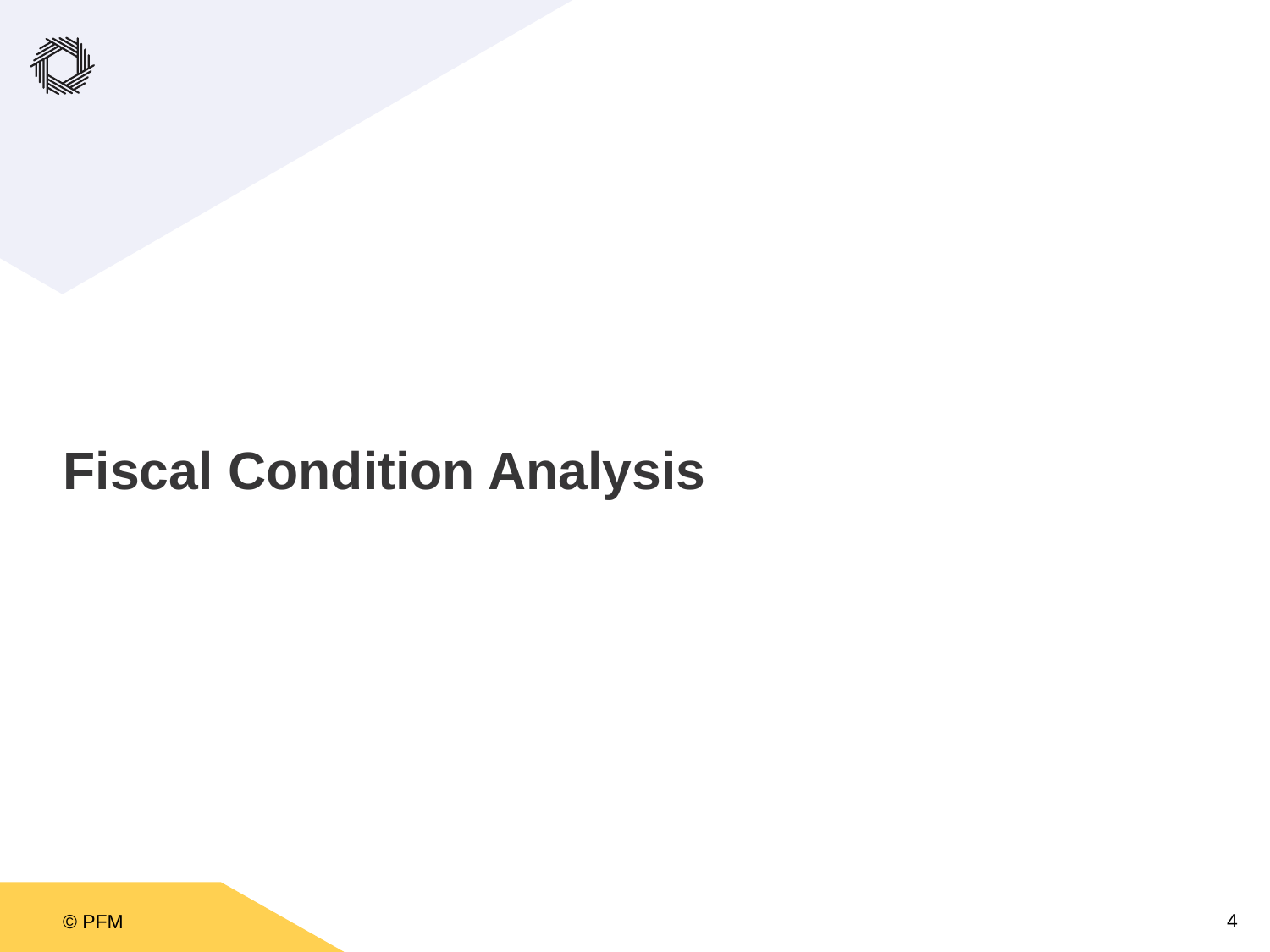# Fiscal Condition Analysis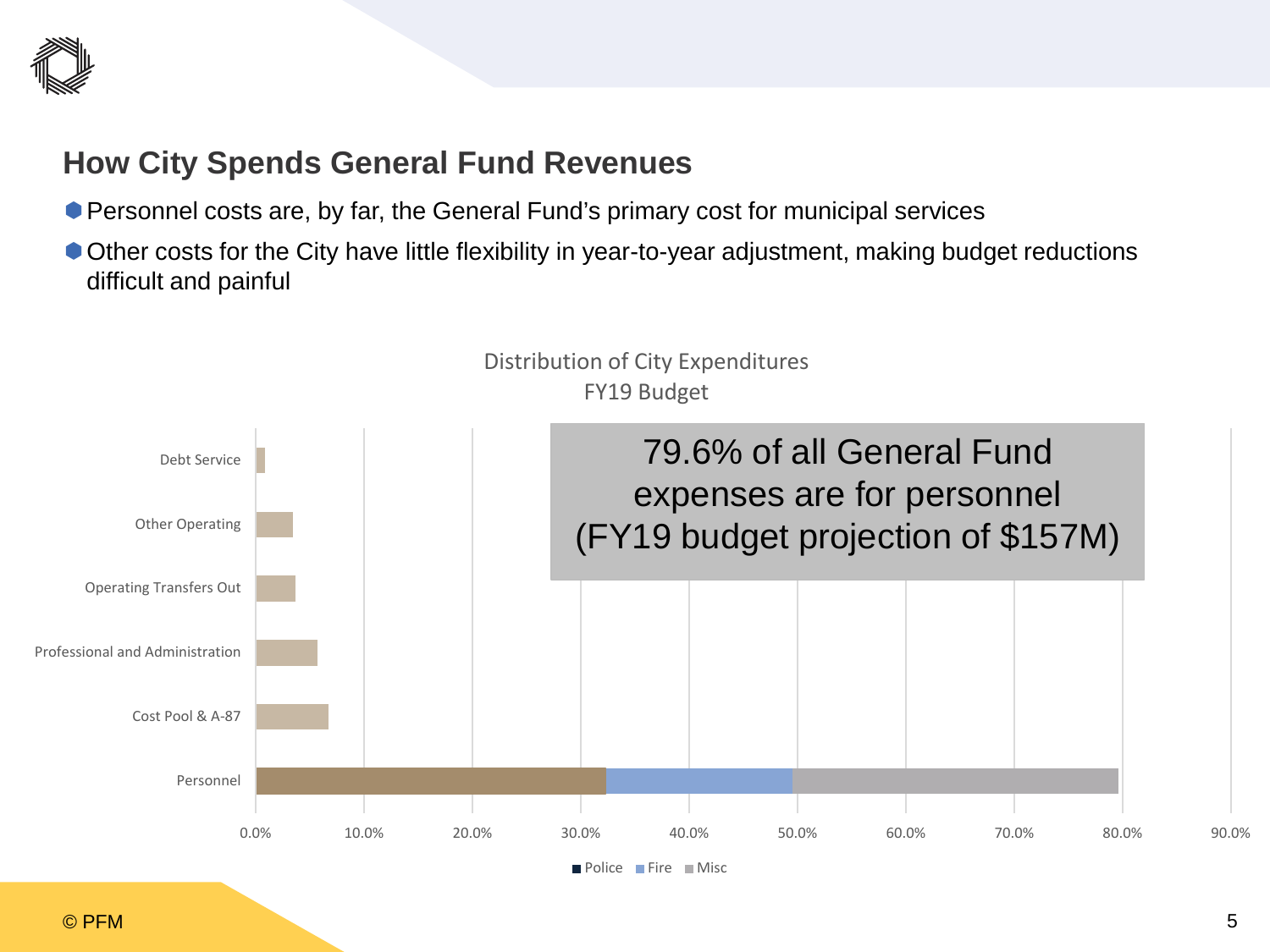## How City Spends General Fund Revenues

- Personnel costs are, by far, the General Fund's primary cost for municipal services
- Other costs for the City have little flexibility in year-to-year adjustment, making budget reductions difficult and painful

Distribution of City Expenditures
FY19 Budget

79.6% of all General Fund expenses are for personnel (FY19 budget projection of $157M)

Debt Service
Other Operating
Operating Transfers Out
Professional and Administration
Cost Pool & A-87
Personnel

0.0% 10.0% 20.0% 30.0% 40.0% 50.0% 60.0% 70.0% 80.0% 90.0%

Police Fire Misc

© PFM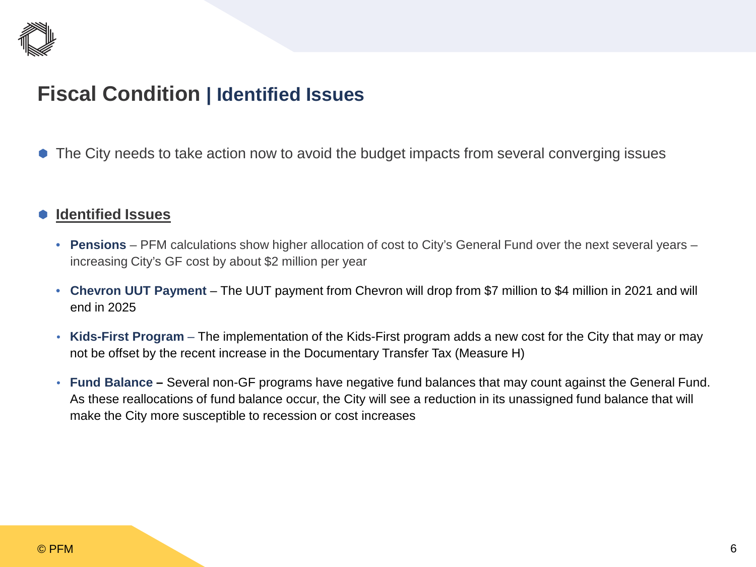# Fiscal Condition | Identified Issues

- The City needs to take action now to avoid the budget impacts from several converging issues

- **Identified Issues**
  - **Pensions** – PFM calculations show higher allocation of cost to City's General Fund over the next several years – increasing City's GF cost by about $2 million per year
  - **Chevron UUT Payment** – The UUT payment from Chevron will drop from $7 million to $4 million in 2021 and will end in 2025
  - **Kids-First Program** – The implementation of the Kids-First program adds a new cost for the City that may or may not be offset by the recent increase in the Documentary Transfer Tax (Measure H)
  - **Fund Balance –** Several non-GF programs have negative fund balances that may count against the General Fund. As these reallocations of fund balance occur, the City will see a reduction in its unassigned fund balance that will make the City more susceptible to recession or cost increases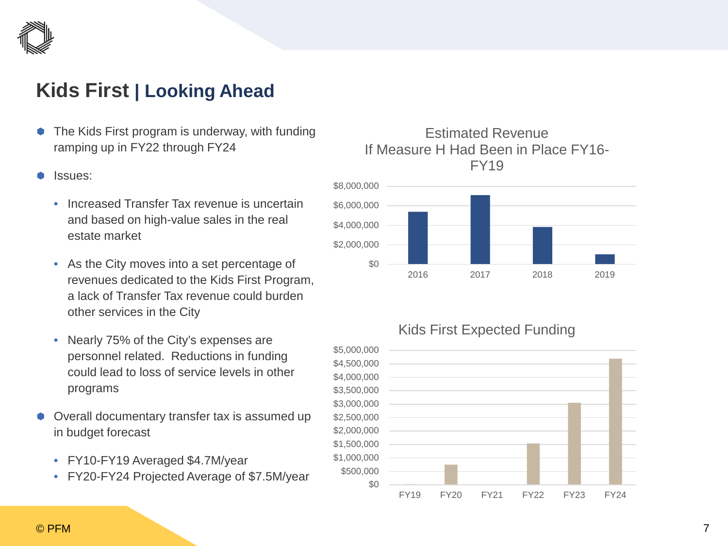# Kids First | Looking Ahead

- The Kids First program is underway, with funding ramping up in FY22 through FY24
- Issues:
  - Increased Transfer Tax revenue is uncertain and based on high-value sales in the real estate market
  - As the City moves into a set percentage of revenues dedicated to the Kids First Program, a lack of Transfer Tax revenue could burden other services in the City
  - Nearly 75% of the City's expenses are personnel related. Reductions in funding could lead to loss of service levels in other programs
- Overall documentary transfer tax is assumed up in budget forecast
  - FY10-FY19 Averaged $4.7M/year
  - FY20-FY24 Projected Average of $7.5M/year

**Estimated Revenue If Measure H Had Been in Place FY16-FY19**

$8,000,000
$6,000,000
$4,000,000
$2,000,000
$0

2016 2017 2018 2019

**Kids First Expected Funding**

$5,000,000
$4,500,000
$4,000,000
$3,500,000
$3,000,000
$2,500,000
$2,000,000
$1,500,000
$1,000,000
$500,000
$0

FY19 FY20 FY21 FY22 FY23 FY24

© PFM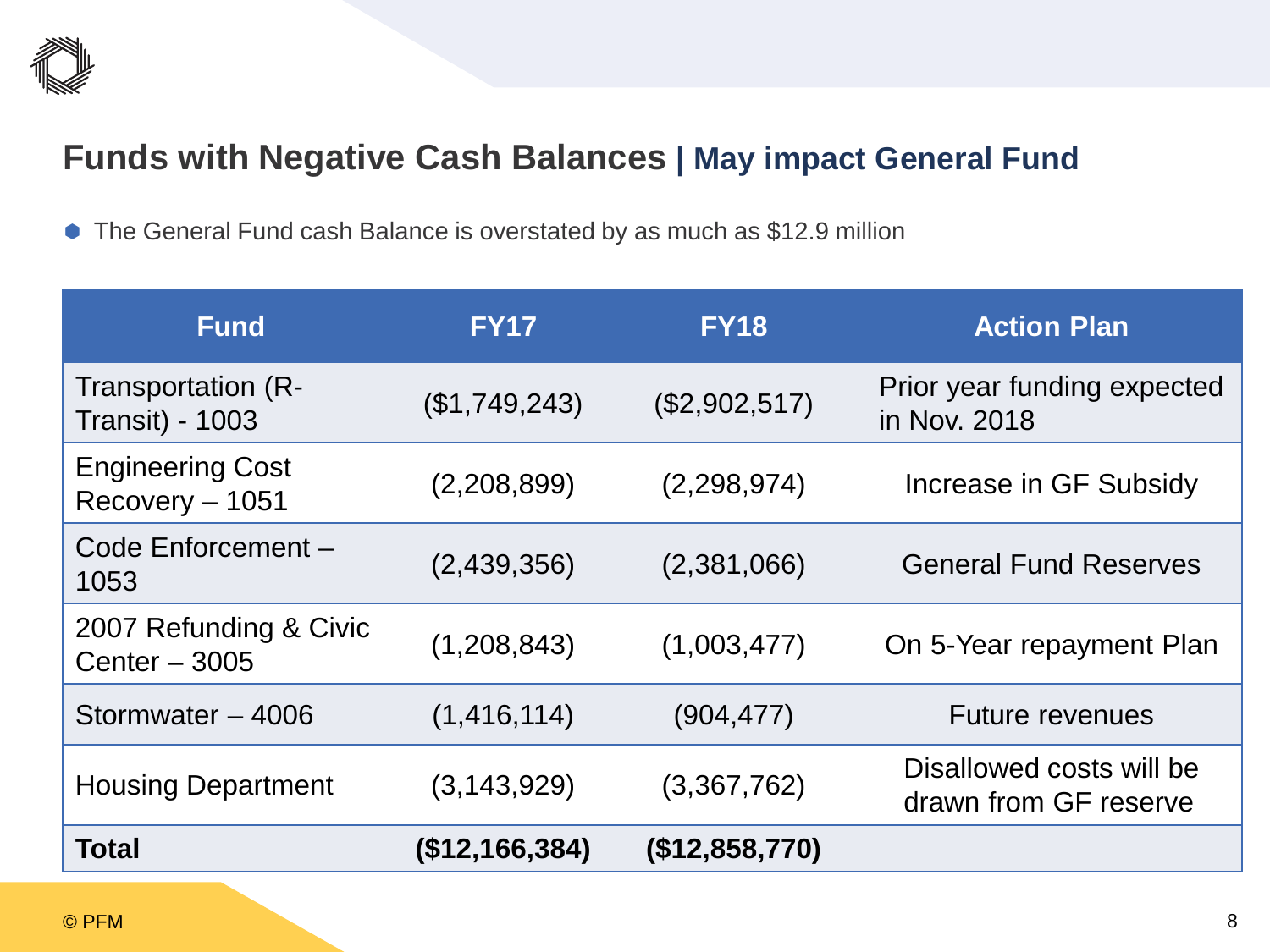# Funds with Negative Cash Balances | May impact General Fund

- The General Fund cash Balance is overstated by as much as $12.9 million

| Fund | FY17 | FY18 | Action Plan |
|---|---|---|---|
| Transportation (R-Transit) - 1003 | ($1,749,243) | ($2,902,517) | Prior year funding expected in Nov. 2018 |
| Engineering Cost Recovery – 1051 | (2,208,899) | (2,298,974) | Increase in GF Subsidy |
| Code Enforcement – 1053 | (2,439,356) | (2,381,066) | General Fund Reserves |
| 2007 Refunding & Civic Center – 3005 | (1,208,843) | (1,003,477) | On 5-Year repayment Plan |
| Stormwater – 4006 | (1,416,114) | (904,477) | Future revenues |
| Housing Department | (3,143,929) | (3,367,762) | Disallowed costs will be drawn from GF reserve |
| **Total** | **($12,166,384)** | **($12,858,770)** | |

© PFM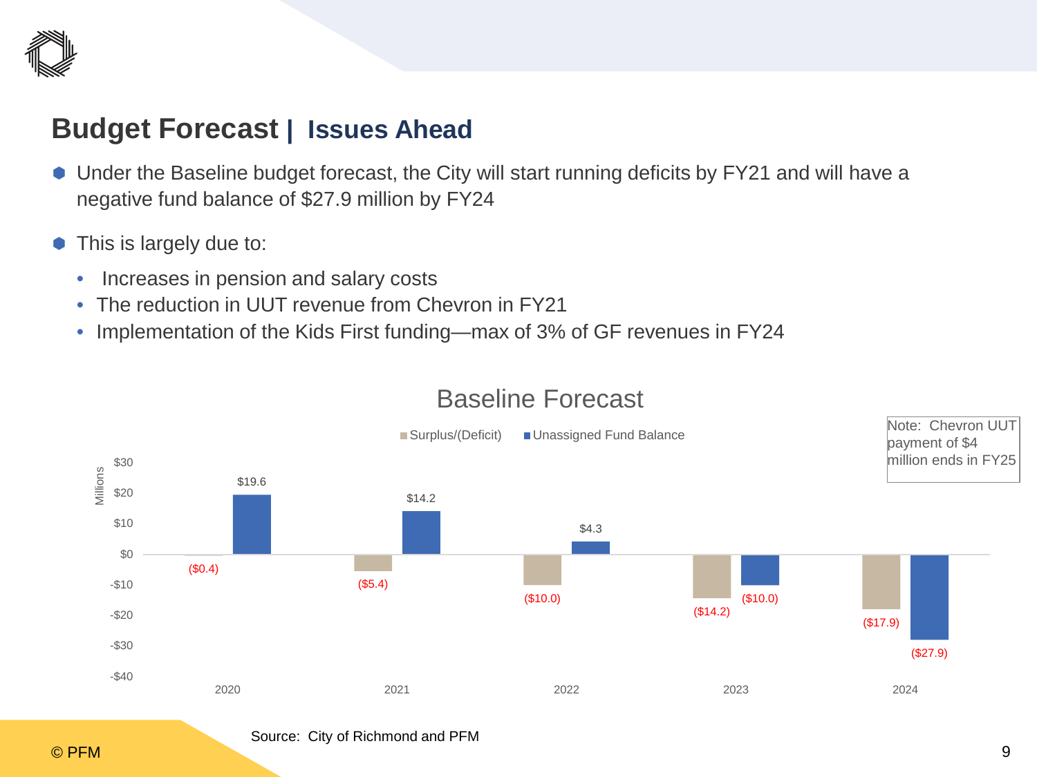## Budget Forecast | Issues Ahead

- Under the Baseline budget forecast, the City will start running deficits by FY21 and will have a negative fund balance of $27.9 million by FY24
- This is largely due to:
  - Increases in pension and salary costs
  - The reduction in UUT revenue from Chevron in FY21
  - Implementation of the Kids First funding—max of 3% of GF revenues in FY24

**Baseline Forecast**

(Millions)

| Year | Surplus/(Deficit) | Unassigned Fund Balance |
|---|---|---|
| 2020 | ($0.4) | $19.6 |
| 2021 | ($5.4) | $14.2 |
| 2022 | ($10.0) | $4.3 |
| 2023 | ($14.2) | ($10.0) |
| 2024 | ($17.9) | ($27.9) |

Note: Chevron UUT payment of $4 million ends in FY25

Source: City of Richmond and PFM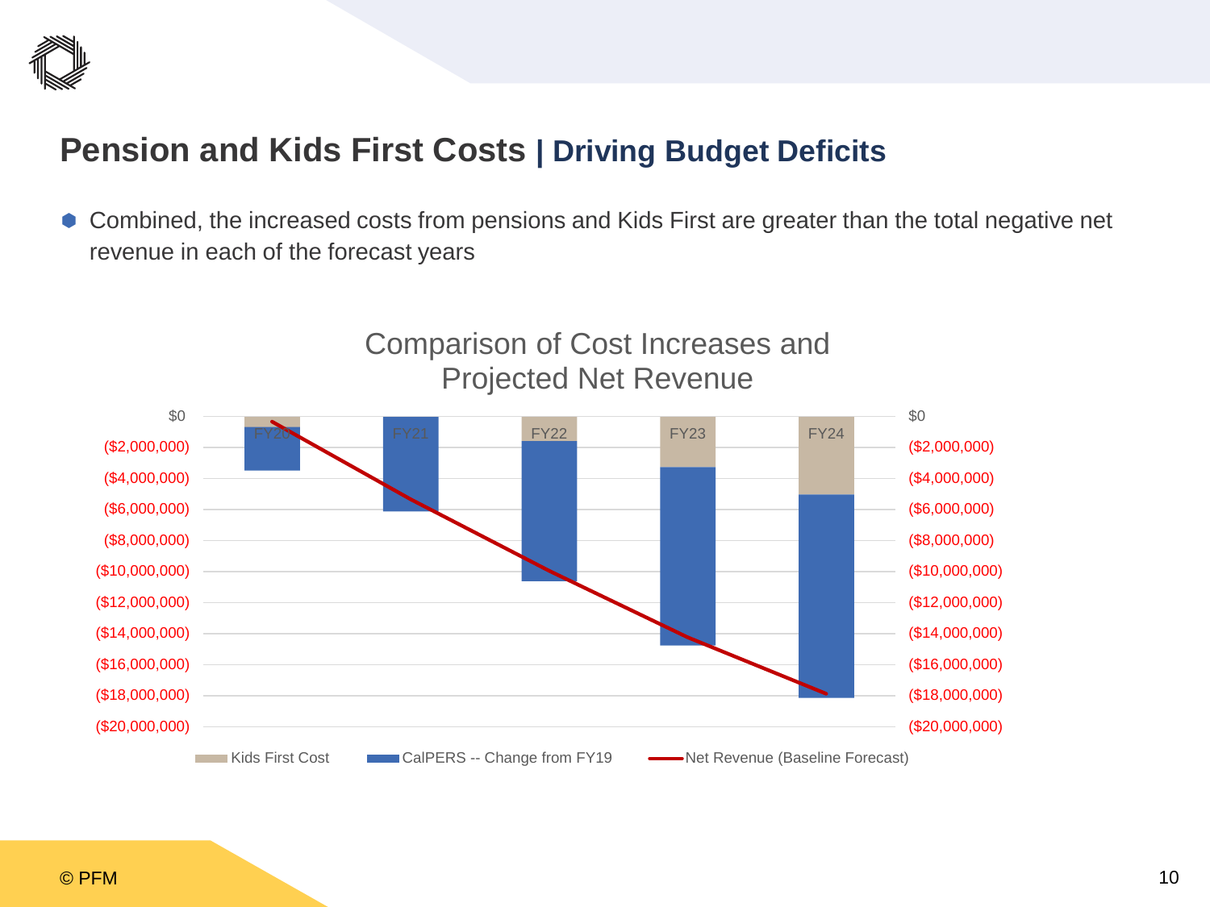# Pension and Kids First Costs | Driving Budget Deficits

- Combined, the increased costs from pensions and Kids First are greater than the total negative net revenue in each of the forecast years

**Comparison of Cost Increases and Projected Net Revenue**

Left and right axes: $0 to ($20,000,000), in ($2,000,000) steps.

Categories: FY20, FY21, FY22, FY23, FY24

Legend: Kids First Cost; CalPERS -- Change from FY19; Net Revenue (Baseline Forecast)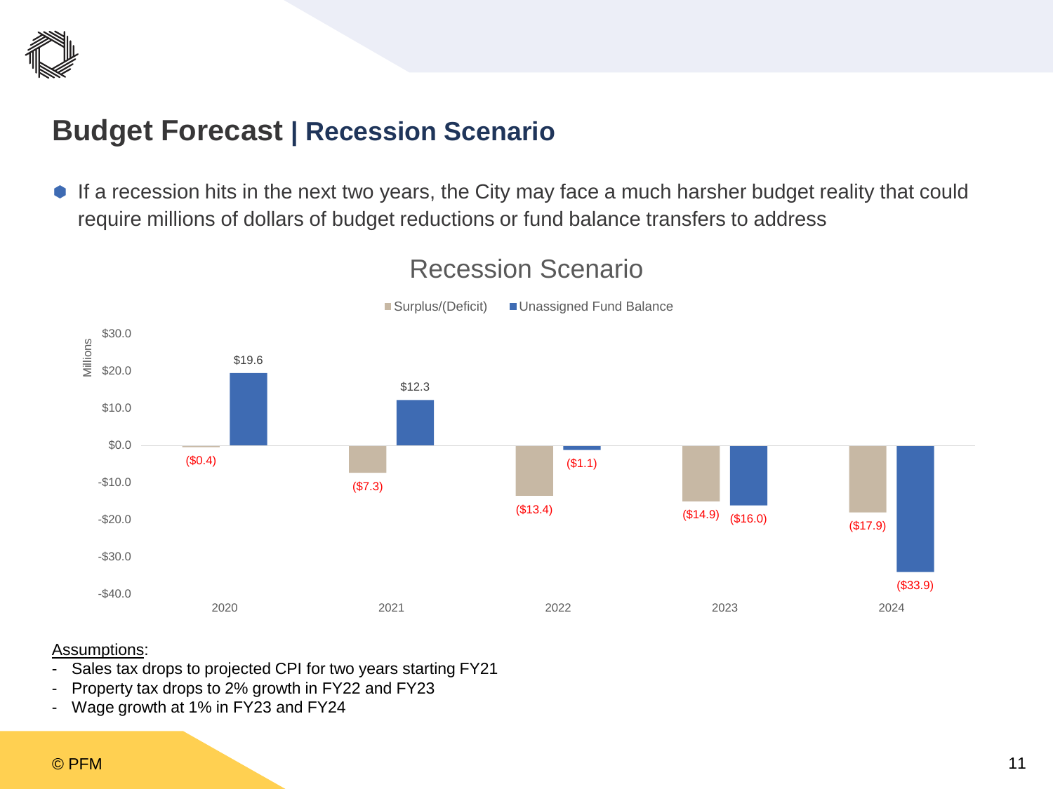# Budget Forecast | Recession Scenario

- If a recession hits in the next two years, the City may face a much harsher budget reality that could require millions of dollars of budget reductions or fund balance transfers to address

**Recession Scenario**

(Millions)

| | Surplus/(Deficit) | Unassigned Fund Balance |
| --- | --- | --- |
| 2020 | ($0.4) | $19.6 |
| 2021 | ($7.3) | $12.3 |
| 2022 | ($13.4) | ($1.1) |
| 2023 | ($14.9) | ($16.0) |
| 2024 | ($17.9) | ($33.9) |

Assumptions:

- Sales tax drops to projected CPI for two years starting FY21
- Property tax drops to 2% growth in FY22 and FY23
- Wage growth at 1% in FY23 and FY24

© PFM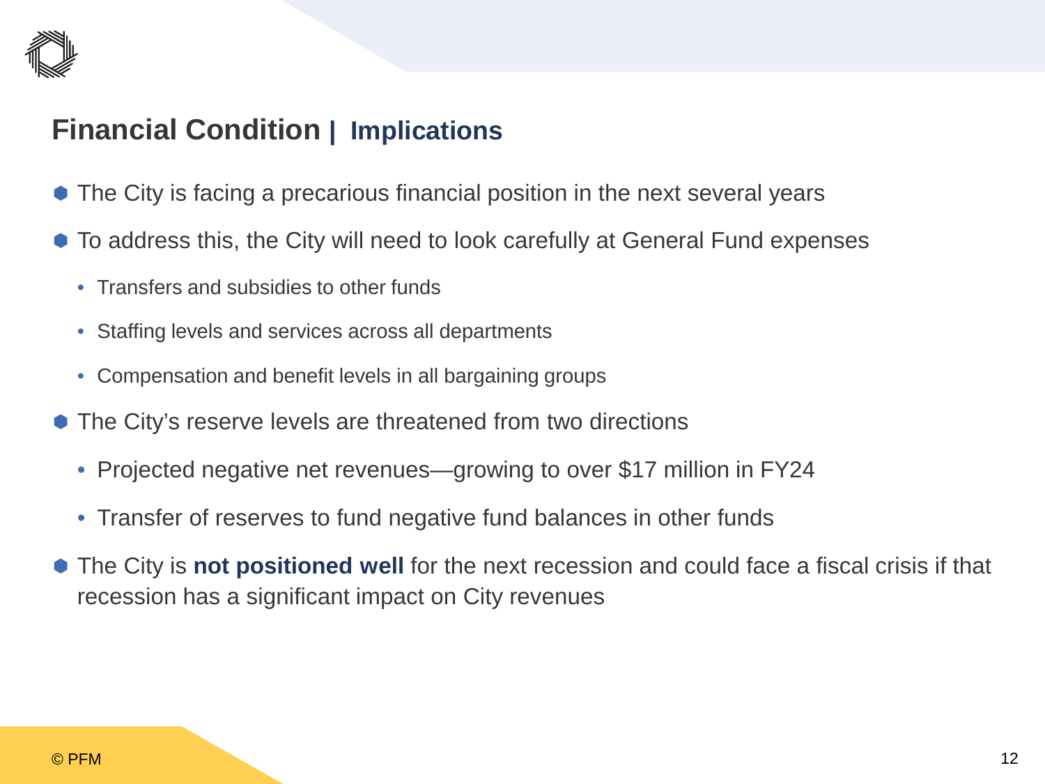## Financial Condition | Implications

- The City is facing a precarious financial position in the next several years
- To address this, the City will need to look carefully at General Fund expenses
  - Transfers and subsidies to other funds
  - Staffing levels and services across all departments
  - Compensation and benefit levels in all bargaining groups
- The City's reserve levels are threatened from two directions
  - Projected negative net revenues—growing to over $17 million in FY24
  - Transfer of reserves to fund negative fund balances in other funds
- The City is **not positioned well** for the next recession and could face a fiscal crisis if that recession has a significant impact on City revenues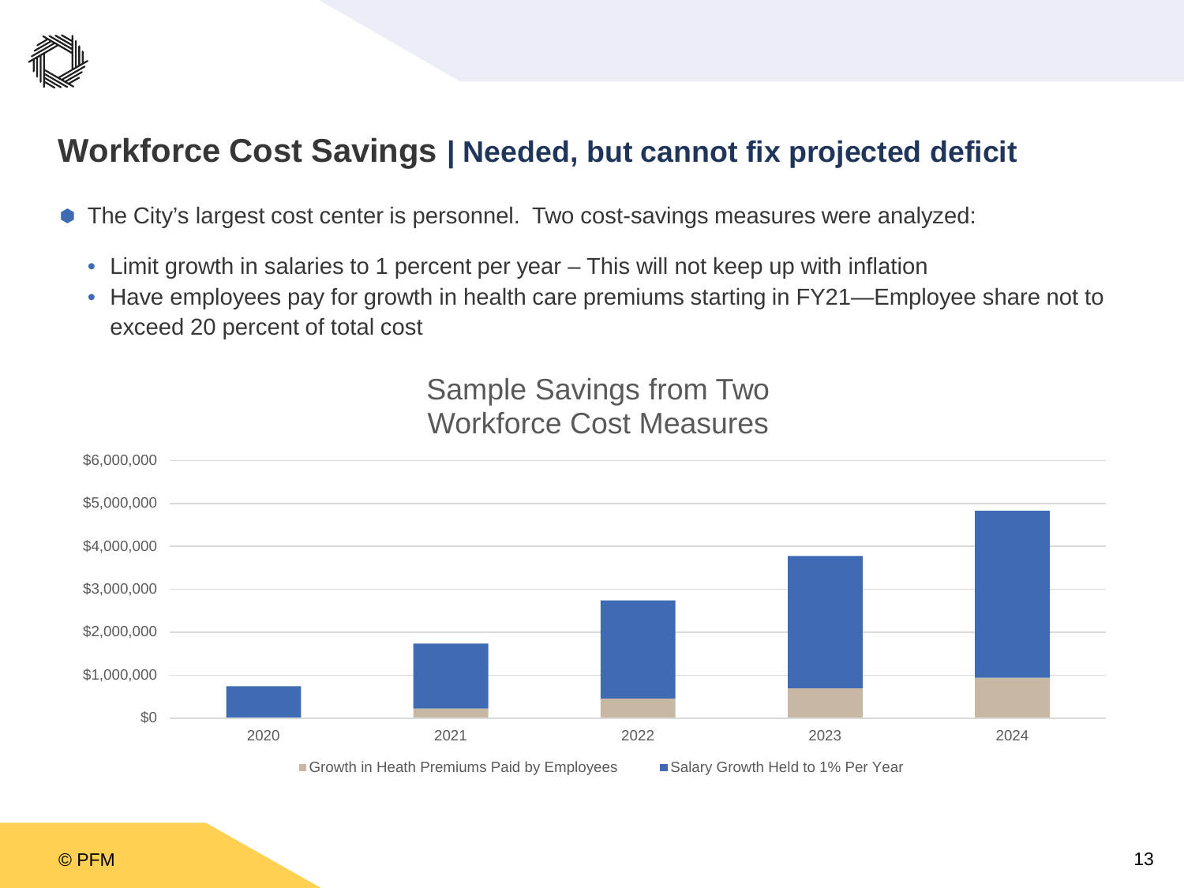# Workforce Cost Savings | Needed, but cannot fix projected deficit

- The City's largest cost center is personnel. Two cost-savings measures were analyzed:
  - Limit growth in salaries to 1 percent per year – This will not keep up with inflation
  - Have employees pay for growth in health care premiums starting in FY21—Employee share not to exceed 20 percent of total cost

Sample Savings from Two Workforce Cost Measures

$6,000,000
$5,000,000
$4,000,000
$3,000,000
$2,000,000
$1,000,000
$0

2020 2021 2022 2023 2024

Growth in Heath Premiums Paid by Employees Salary Growth Held to 1% Per Year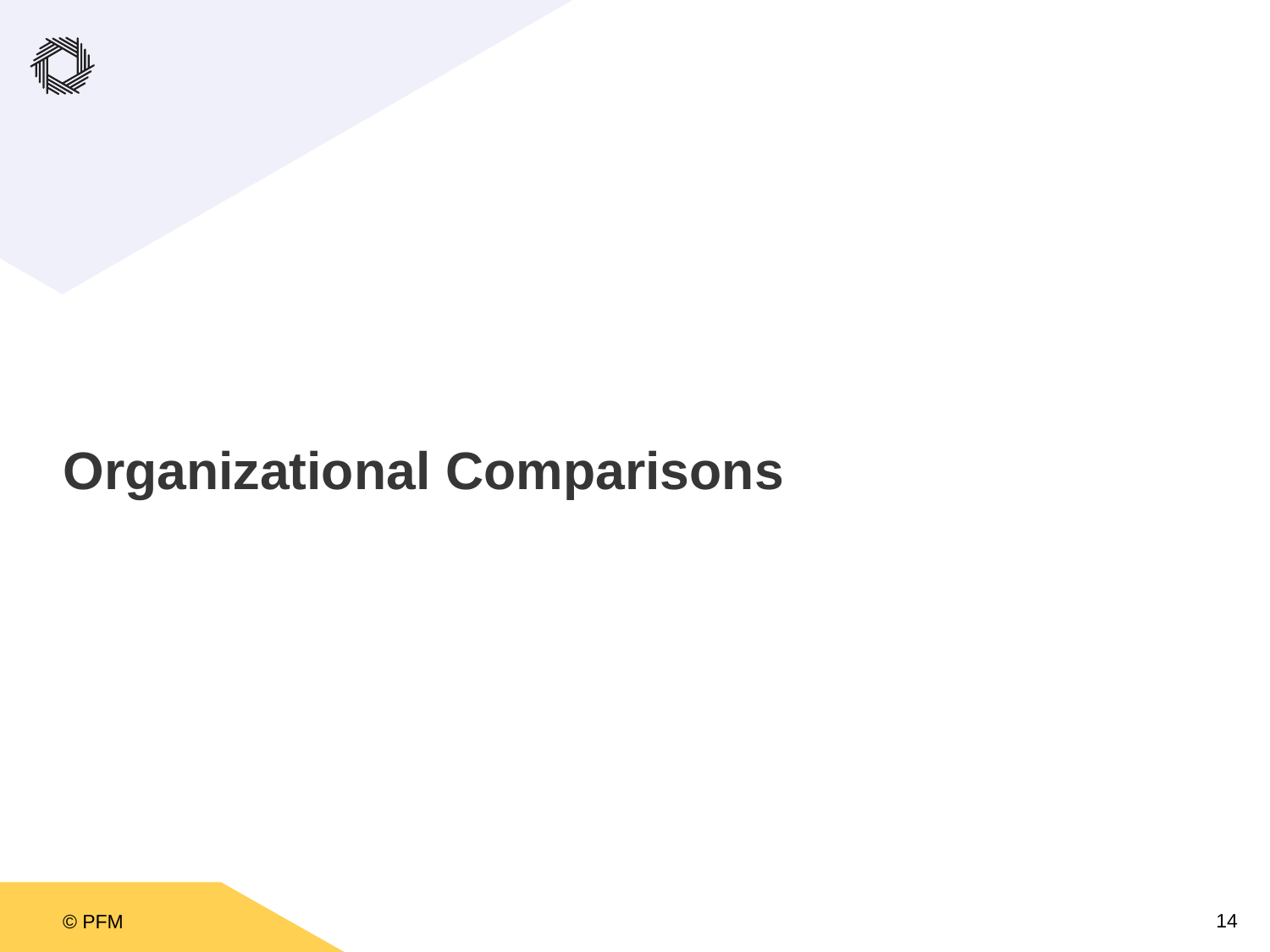# Organizational Comparisons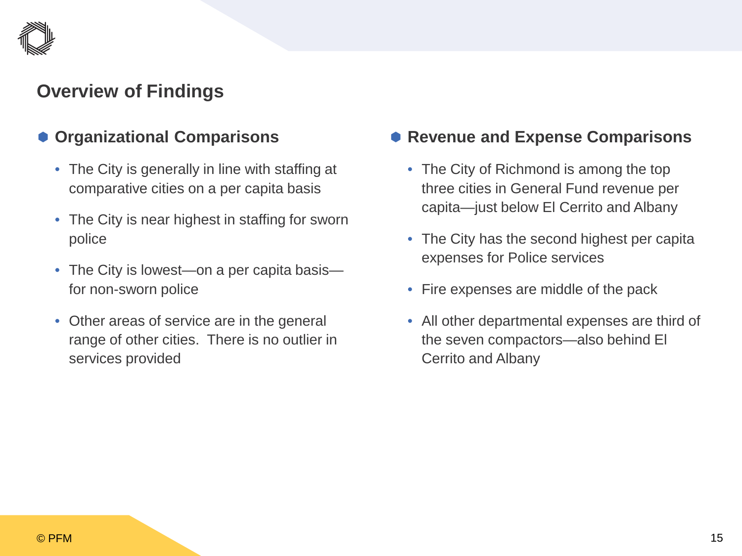# Overview of Findings

## Organizational Comparisons

- The City is generally in line with staffing at comparative cities on a per capita basis
- The City is near highest in staffing for sworn police
- The City is lowest—on a per capita basis—for non-sworn police
- Other areas of service are in the general range of other cities. There is no outlier in services provided

## Revenue and Expense Comparisons

- The City of Richmond is among the top three cities in General Fund revenue per capita—just below El Cerrito and Albany
- The City has the second highest per capita expenses for Police services
- Fire expenses are middle of the pack
- All other departmental expenses are third of the seven compactors—also behind El Cerrito and Albany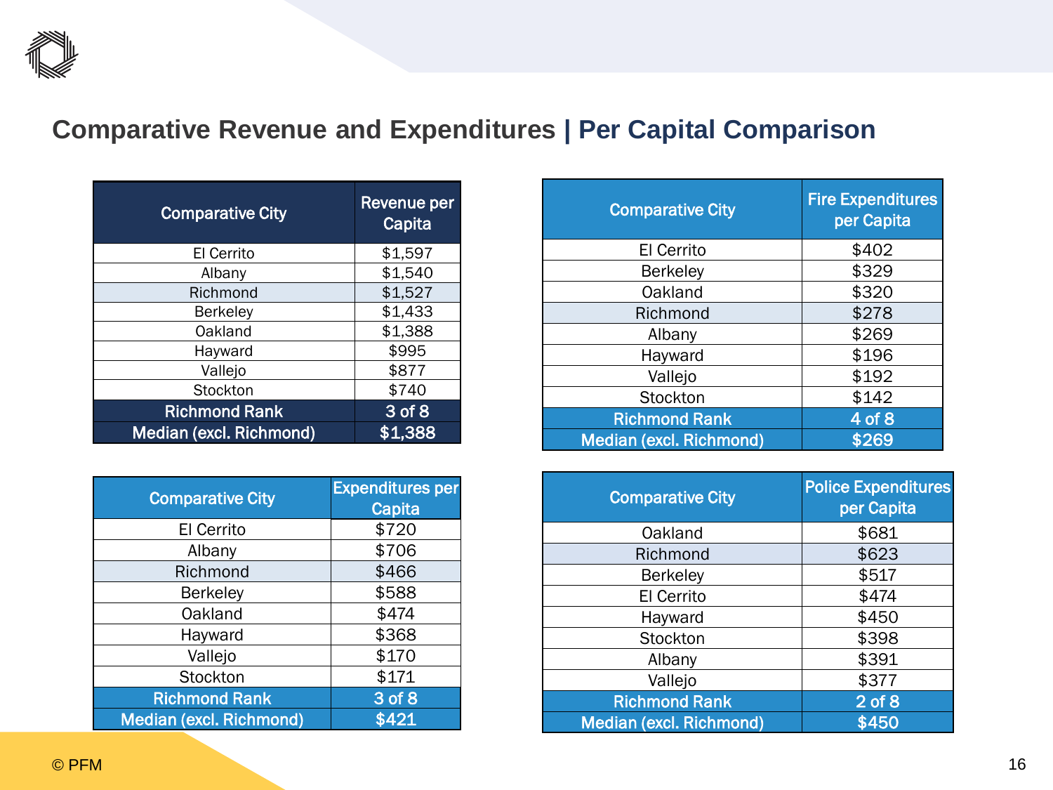# Comparative Revenue and Expenditures | Per Capital Comparison

| Comparative City | Revenue per Capita |
|---|---|
| El Cerrito | $1,597 |
| Albany | $1,540 |
| Richmond | $1,527 |
| Berkeley | $1,433 |
| Oakland | $1,388 |
| Hayward | $995 |
| Vallejo | $877 |
| Stockton | $740 |
| **Richmond Rank** | **3 of 8** |
| **Median (excl. Richmond)** | **$1,388** |

| Comparative City | Expenditures per Capita |
|---|---|
| El Cerrito | $720 |
| Albany | $706 |
| Richmond | $466 |
| Berkeley | $588 |
| Oakland | $474 |
| Hayward | $368 |
| Vallejo | $170 |
| Stockton | $171 |
| **Richmond Rank** | **3 of 8** |
| **Median (excl. Richmond)** | **$421** |

| Comparative City | Fire Expenditures per Capita |
|---|---|
| El Cerrito | $402 |
| Berkeley | $329 |
| Oakland | $320 |
| Richmond | $278 |
| Albany | $269 |
| Hayward | $196 |
| Vallejo | $192 |
| Stockton | $142 |
| **Richmond Rank** | **4 of 8** |
| **Median (excl. Richmond)** | **$269** |

| Comparative City | Police Expenditures per Capita |
|---|---|
| Oakland | $681 |
| Richmond | $623 |
| Berkeley | $517 |
| El Cerrito | $474 |
| Hayward | $450 |
| Stockton | $398 |
| Albany | $391 |
| Vallejo | $377 |
| **Richmond Rank** | **2 of 8** |
| **Median (excl. Richmond)** | **$450** |

© PFM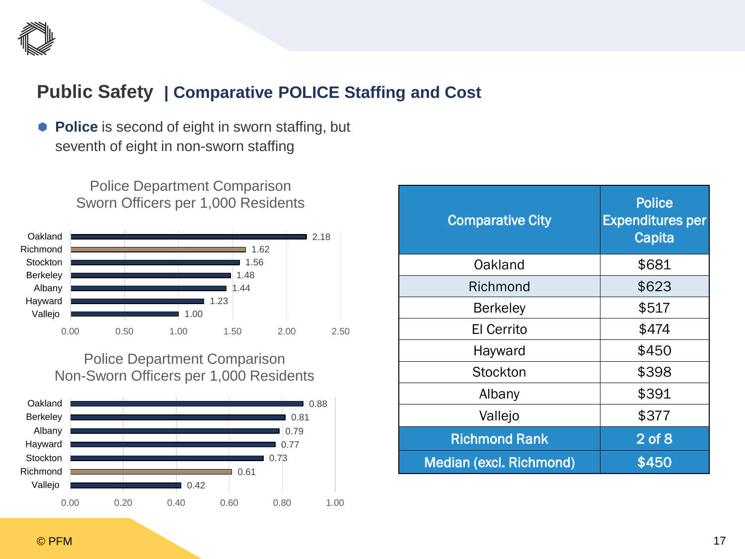## Public Safety | Comparative POLICE Staffing and Cost

- **Police** is second of eight in sworn staffing, but seventh of eight in non-sworn staffing

**Police Department Comparison Sworn Officers per 1,000 Residents**

| City | Sworn Officers per 1,000 Residents |
|---|---|
| Oakland | 2.18 |
| Richmond | 1.62 |
| Stockton | 1.56 |
| Berkeley | 1.48 |
| Albany | 1.44 |
| Hayward | 1.23 |
| Vallejo | 1.00 |

**Police Department Comparison Non-Sworn Officers per 1,000 Residents**

| City | Non-Sworn Officers per 1,000 Residents |
|---|---|
| Oakland | 0.88 |
| Berkeley | 0.81 |
| Albany | 0.79 |
| Hayward | 0.77 |
| Stockton | 0.73 |
| Richmond | 0.61 |
| Vallejo | 0.42 |

| Comparative City | Police Expenditures per Capita |
|---|---|
| Oakland | $681 |
| Richmond | $623 |
| Berkeley | $517 |
| El Cerrito | $474 |
| Hayward | $450 |
| Stockton | $398 |
| Albany | $391 |
| Vallejo | $377 |
| Richmond Rank | 2 of 8 |
| Median (excl. Richmond) | $450 |

© PFM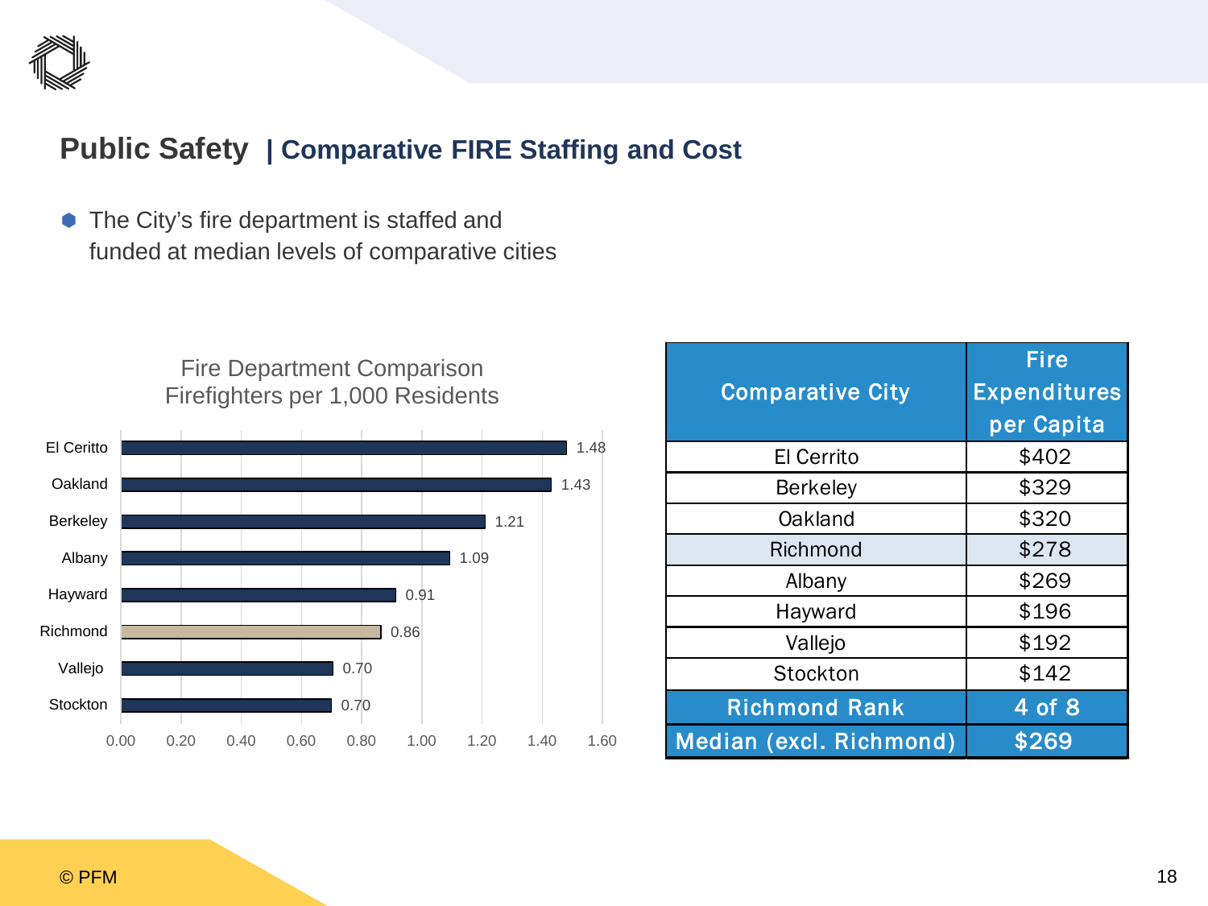# Public Safety | Comparative FIRE Staffing and Cost

- The City's fire department is staffed and funded at median levels of comparative cities

**Fire Department Comparison**
**Firefighters per 1,000 Residents**

| City | Firefighters per 1,000 Residents |
|---|---|
| El Ceritto | 1.48 |
| Oakland | 1.43 |
| Berkeley | 1.21 |
| Albany | 1.09 |
| Hayward | 0.91 |
| Richmond | 0.86 |
| Vallejo | 0.70 |
| Stockton | 0.70 |

| Comparative City | Fire Expenditures per Capita |
|---|---|
| El Cerrito | $402 |
| Berkeley | $329 |
| Oakland | $320 |
| Richmond | $278 |
| Albany | $269 |
| Hayward | $196 |
| Vallejo | $192 |
| Stockton | $142 |
| **Richmond Rank** | **4 of 8** |
| **Median (excl. Richmond)** | **$269** |

© PFM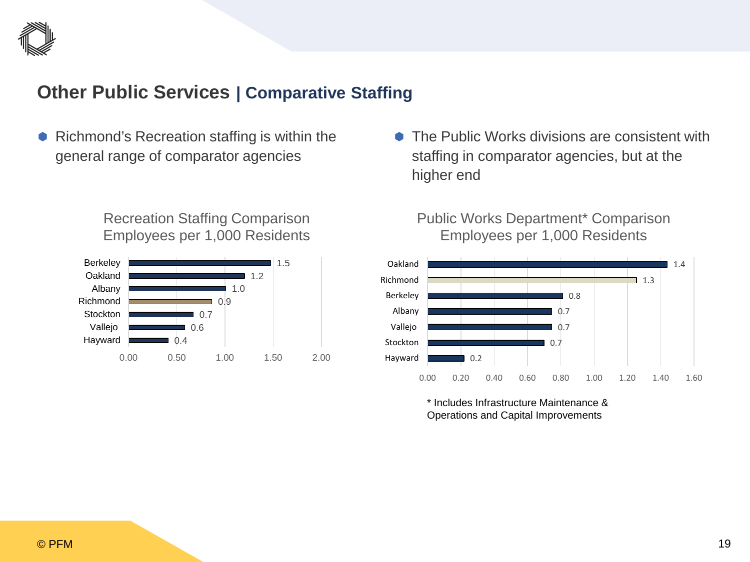## Other Public Services | Comparative Staffing

- Richmond's Recreation staffing is within the general range of comparator agencies
- The Public Works divisions are consistent with staffing in comparator agencies, but at the higher end

**Recreation Staffing Comparison**
**Employees per 1,000 Residents**

| City | Employees per 1,000 Residents |
|---|---|
| Berkeley | 1.5 |
| Oakland | 1.2 |
| Albany | 1.0 |
| Richmond | 0.9 |
| Stockton | 0.7 |
| Vallejo | 0.6 |
| Hayward | 0.4 |

**Public Works Department* Comparison**
**Employees per 1,000 Residents**

| City | Employees per 1,000 Residents |
|---|---|
| Oakland | 1.4 |
| Richmond | 1.3 |
| Berkeley | 0.8 |
| Albany | 0.7 |
| Vallejo | 0.7 |
| Stockton | 0.7 |
| Hayward | 0.2 |

* Includes Infrastructure Maintenance & Operations and Capital Improvements

© PFM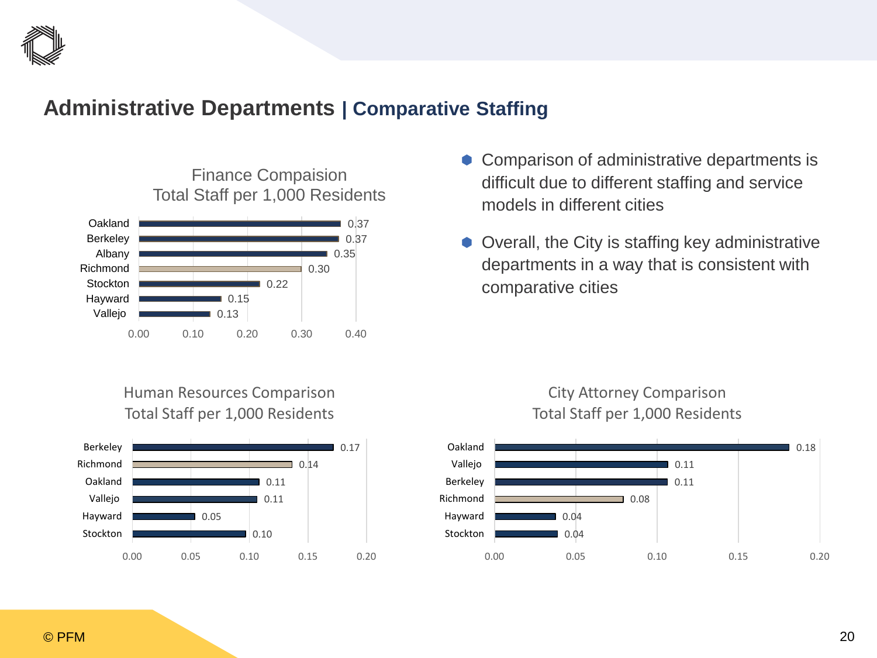# Administrative Departments | Comparative Staffing

**Finance Compaision**
**Total Staff per 1,000 Residents**

| City | Total Staff per 1,000 Residents |
|---|---|
| Oakland | 0.37 |
| Berkeley | 0.37 |
| Albany | 0.35 |
| Richmond | 0.30 |
| Stockton | 0.22 |
| Hayward | 0.15 |
| Vallejo | 0.13 |

- Comparison of administrative departments is difficult due to different staffing and service models in different cities
- Overall, the City is staffing key administrative departments in a way that is consistent with comparative cities

**Human Resources Comparison**
**Total Staff per 1,000 Residents**

| City | Total Staff per 1,000 Residents |
|---|---|
| Berkeley | 0.17 |
| Richmond | 0.14 |
| Oakland | 0.11 |
| Vallejo | 0.11 |
| Hayward | 0.05 |
| Stockton | 0.10 |

**City Attorney Comparison**
**Total Staff per 1,000 Residents**

| City | Total Staff per 1,000 Residents |
|---|---|
| Oakland | 0.18 |
| Vallejo | 0.11 |
| Berkeley | 0.11 |
| Richmond | 0.08 |
| Hayward | 0.04 |
| Stockton | 0.04 |

© PFM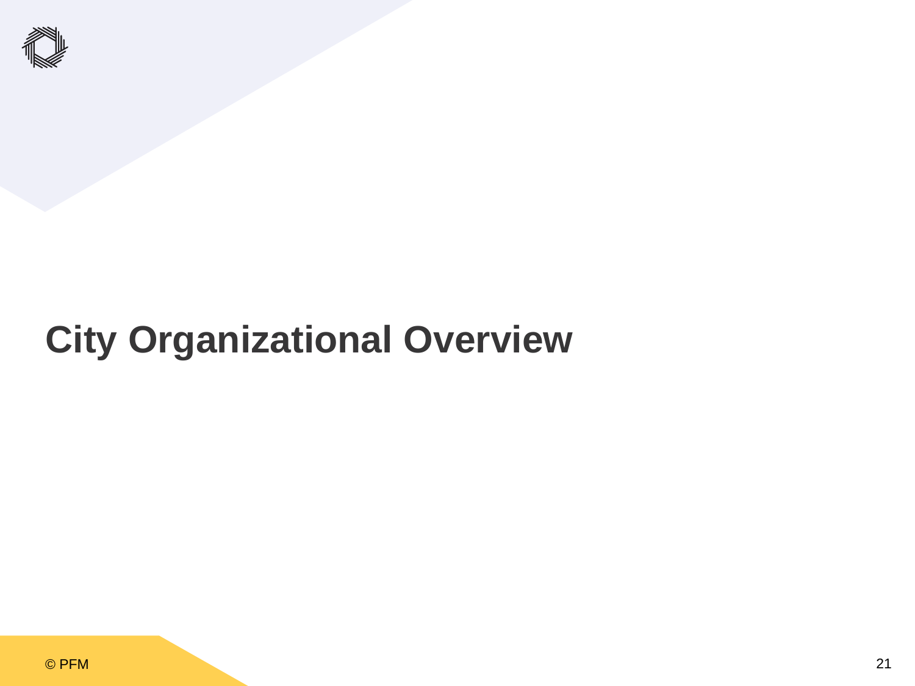# City Organizational Overview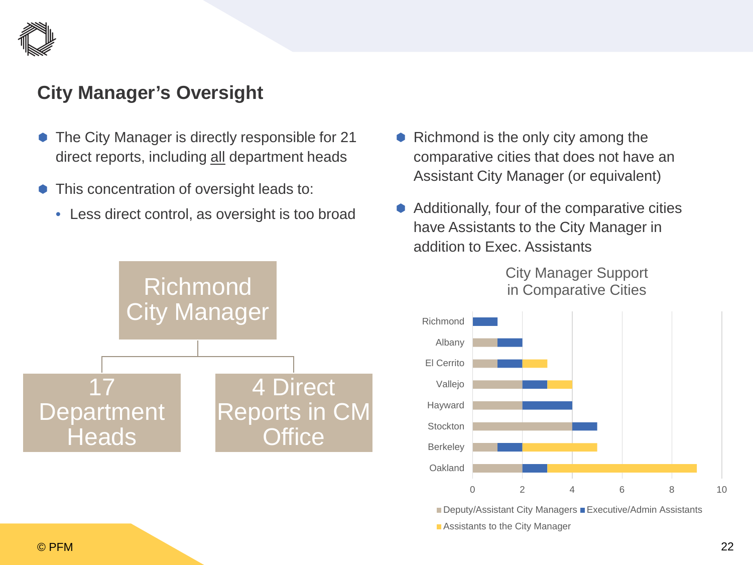## City Manager's Oversight

- The City Manager is directly responsible for 21 direct reports, including all department heads
- This concentration of oversight leads to:
  - Less direct control, as oversight is too broad

Richmond City Manager

- 17 Department Heads
- 4 Direct Reports in CM Office

- Richmond is the only city among the comparative cities that does not have an Assistant City Manager (or equivalent)
- Additionally, four of the comparative cities have Assistants to the City Manager in addition to Exec. Assistants

**City Manager Support in Comparative Cities**

| City | Deputy/Assistant City Managers | Executive/Admin Assistants | Assistants to the City Manager |
|---|---|---|---|
| Richmond | 0 | 1 | 0 |
| Albany | 1 | 1 | 0 |
| El Cerrito | 1 | 1 | 1 |
| Vallejo | 2 | 1 | 1 |
| Hayward | 2 | 2 | 0 |
| Stockton | 4 | 1 | 0 |
| Berkeley | 1 | 1 | 3 |
| Oakland | 2 | 1 | 6 |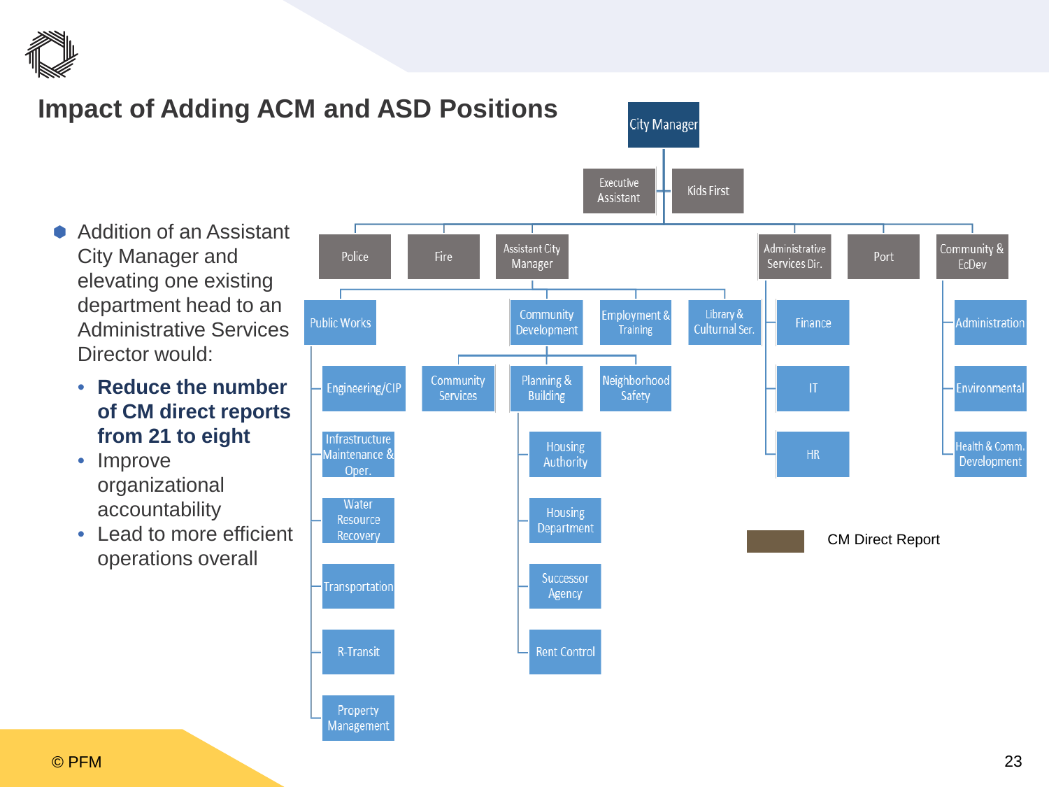# Impact of Adding ACM and ASD Positions

- Addition of an Assistant City Manager and elevating one existing department head to an Administrative Services Director would:
  - **Reduce the number of CM direct reports from 21 to eight**
  - Improve organizational accountability
  - Lead to more efficient operations overall

City Manager

- Executive Assistant
- Kids First
- Police
- Fire
- Assistant City Manager
  - Public Works
    - Engineering/CIP
    - Infrastructure Maintenance & Oper.
    - Water Resource Recovery
    - Transportation
    - R-Transit
    - Property Management
  - Community Development
    - Community Services
    - Planning & Building
      - Housing Authority
      - Housing Department
      - Successor Agency
      - Rent Control
    - Neighborhood Safety
  - Employment & Training
  - Library & Cultural Ser.
- Administrative Services Dir.
  - Finance
  - IT
  - HR
- Port
- Community & EcDev
  - Administration
  - Environmental
  - Health & Comm. Development

CM Direct Report

© PFM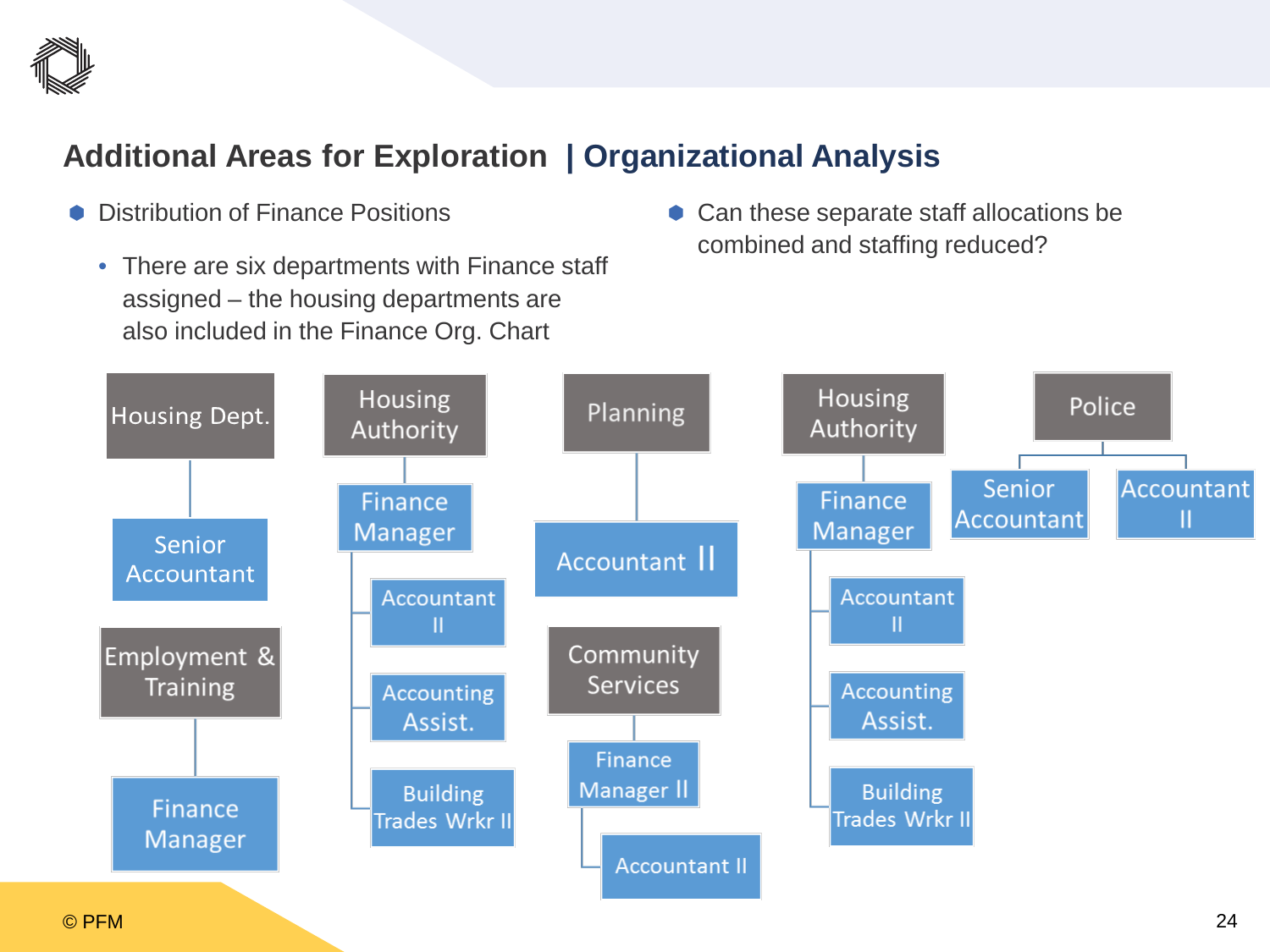# Additional Areas for Exploration | Organizational Analysis

- Distribution of Finance Positions
  - There are six departments with Finance staff assigned – the housing departments are also included in the Finance Org. Chart

- Can these separate staff allocations be combined and staffing reduced?

- **Housing Dept.**
  - Senior Accountant
- **Employment & Training**
  - Finance Manager
- **Housing Authority**
  - Finance Manager
    - Accountant II
    - Accounting Assist.
    - Building Trades Wrkr II
- **Planning**
  - Accountant II
- **Community Services**
  - Finance Manager II
    - Accountant II
- **Housing Authority**
  - Finance Manager
    - Accountant II
    - Accounting Assist.
    - Building Trades Wrkr II
- **Police**
  - Senior Accountant
  - Accountant II

© PFM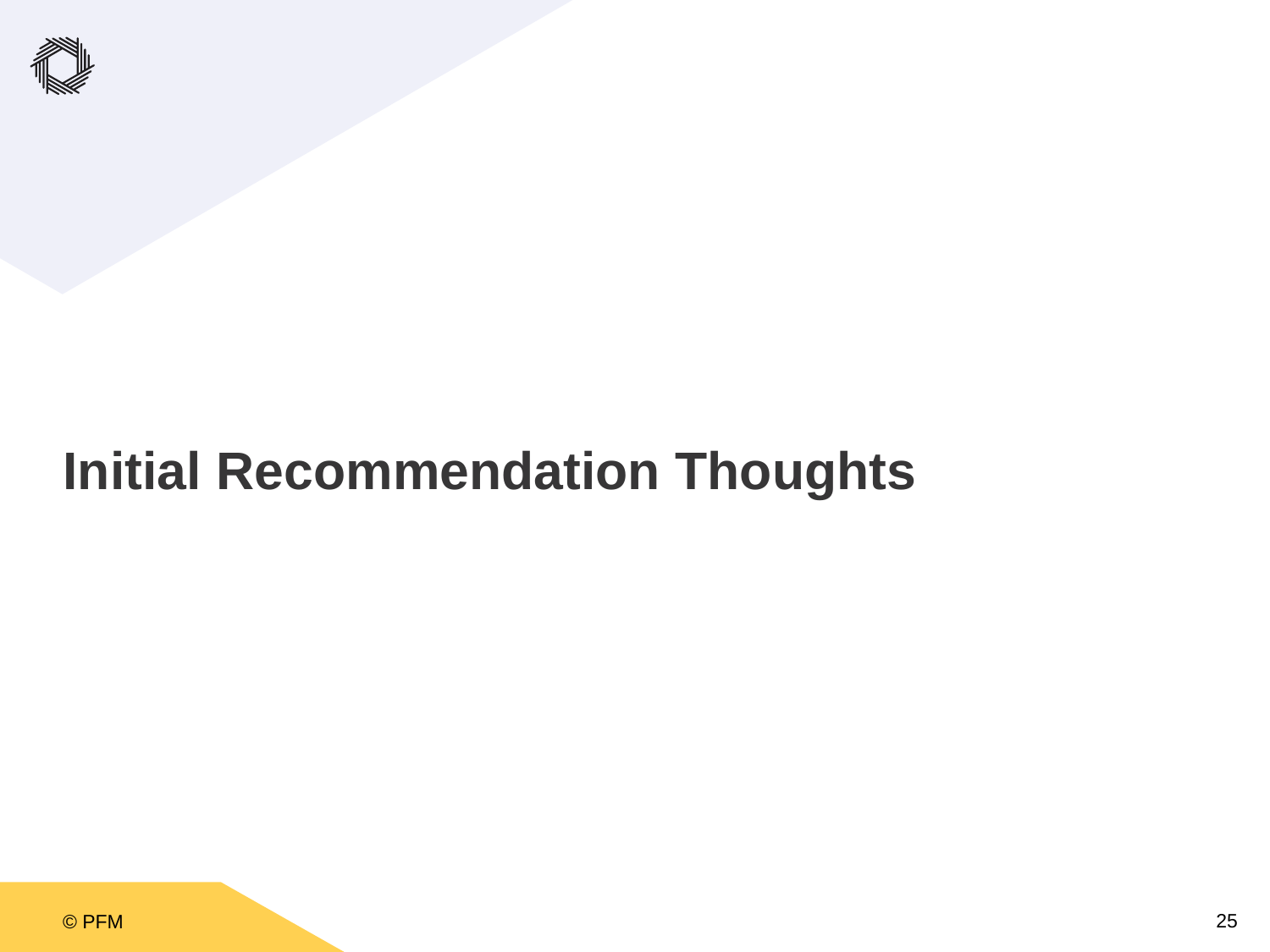# Initial Recommendation Thoughts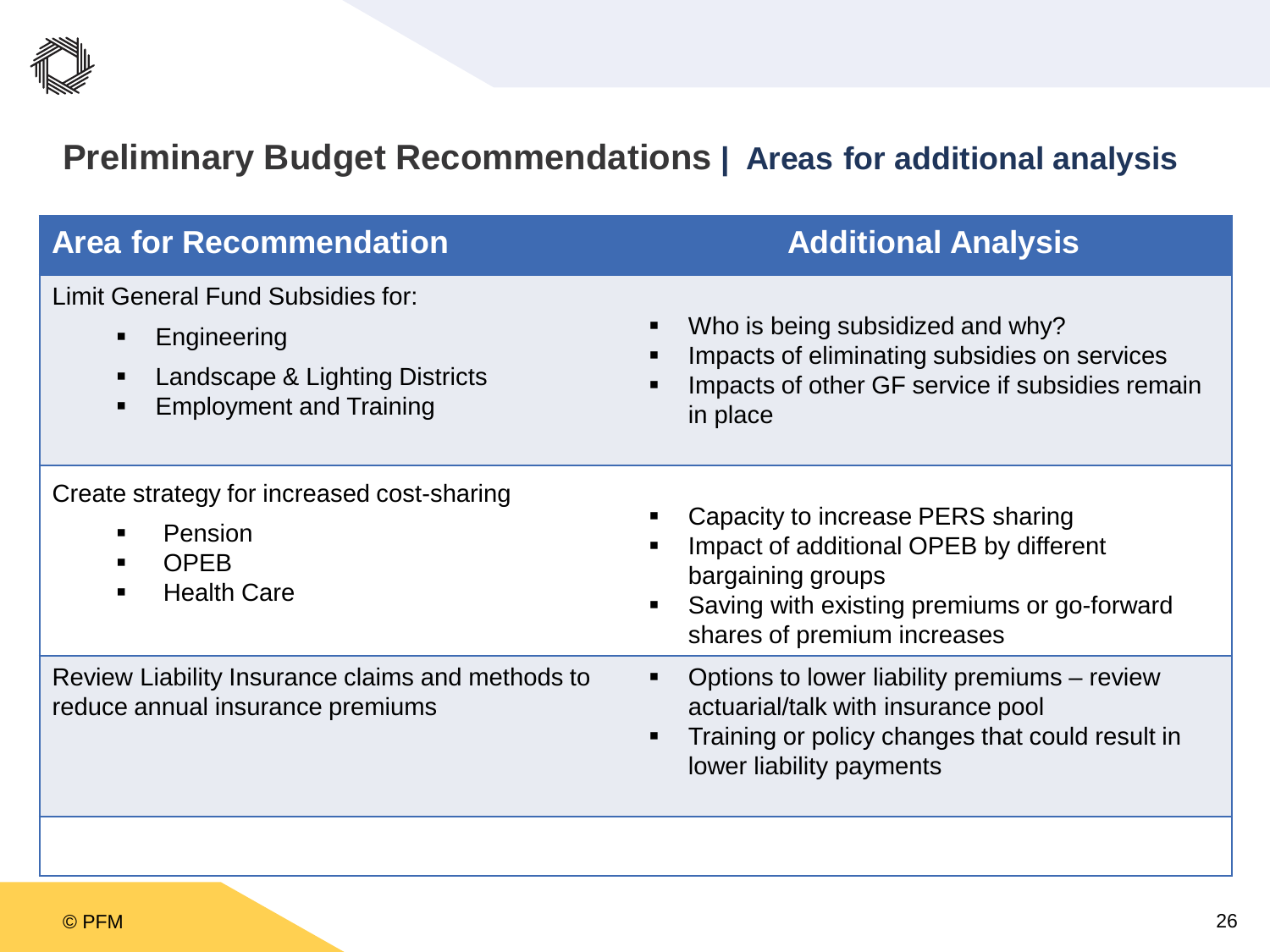## Preliminary Budget Recommendations | Areas for additional analysis

| Area for Recommendation | Additional Analysis |
|---|---|
| Limit General Fund Subsidies for:<br>▪ Engineering<br>▪ Landscape & Lighting Districts<br>▪ Employment and Training | ▪ Who is being subsidized and why?<br>▪ Impacts of eliminating subsidies on services<br>▪ Impacts of other GF service if subsidies remain in place |
| Create strategy for increased cost-sharing<br>▪ Pension<br>▪ OPEB<br>▪ Health Care | ▪ Capacity to increase PERS sharing<br>▪ Impact of additional OPEB by different bargaining groups<br>▪ Saving with existing premiums or go-forward shares of premium increases |
| Review Liability Insurance claims and methods to reduce annual insurance premiums | ▪ Options to lower liability premiums – review actuarial/talk with insurance pool<br>▪ Training or policy changes that could result in lower liability payments |
| | |

© PFM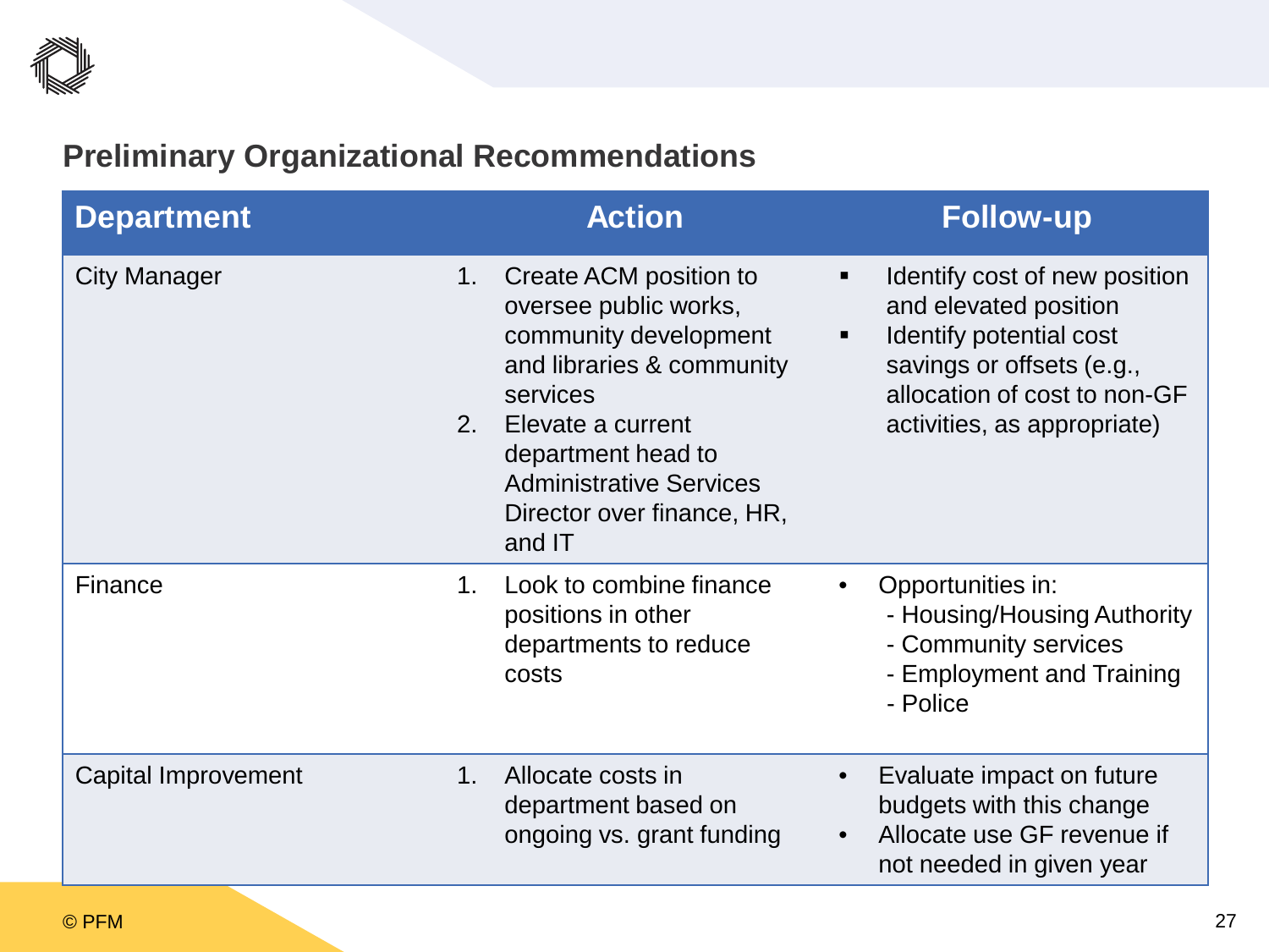## Preliminary Organizational Recommendations

| Department | Action | Follow-up |
|---|---|---|
| City Manager | 1. Create ACM position to oversee public works, community development and libraries & community services<br>2. Elevate a current department head to Administrative Services Director over finance, HR, and IT | ▪ Identify cost of new position and elevated position<br>▪ Identify potential cost savings or offsets (e.g., allocation of cost to non-GF activities, as appropriate) |
| Finance | 1. Look to combine finance positions in other departments to reduce costs | • Opportunities in:<br>- Housing/Housing Authority<br>- Community services<br>- Employment and Training<br>- Police |
| Capital Improvement | 1. Allocate costs in department based on ongoing vs. grant funding | • Evaluate impact on future budgets with this change<br>• Allocate use GF revenue if not needed in given year |

© PFM